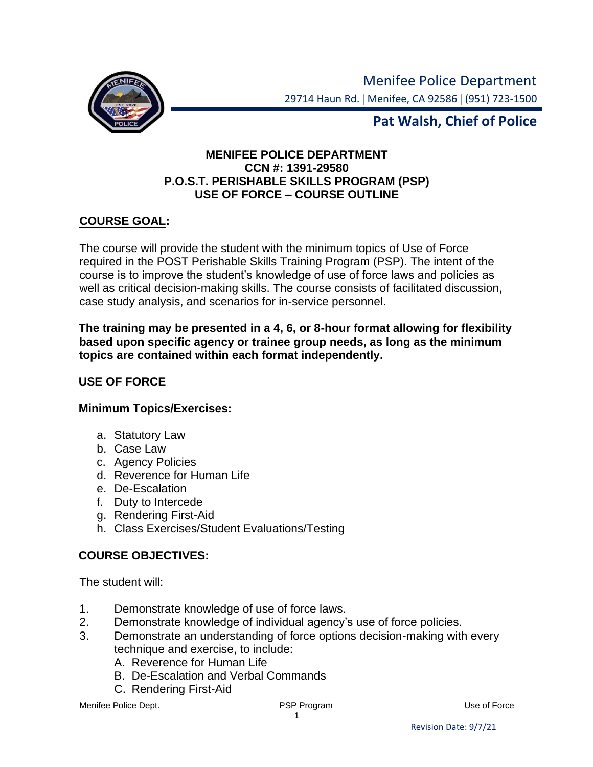Menifee Police Department

29714 Haun Rd. | Menifee, CA 92586 | (951) 723-1500

**Pat Walsh, Chief of Police**

# MENIFEE POLICE DEPARTMENT
# CCN #: 1391-29580
# P.O.S.T. PERISHABLE SKILLS PROGRAM (PSP)
# USE OF FORCE – COURSE OUTLINE

**COURSE GOAL:**

The course will provide the student with the minimum topics of Use of Force required in the POST Perishable Skills Training Program (PSP). The intent of the course is to improve the student's knowledge of use of force laws and policies as well as critical decision-making skills. The course consists of facilitated discussion, case study analysis, and scenarios for in-service personnel.

**The training may be presented in a 4, 6, or 8-hour format allowing for flexibility based upon specific agency or trainee group needs, as long as the minimum topics are contained within each format independently.**

**USE OF FORCE**

**Minimum Topics/Exercises:**

a. Statutory Law
b. Case Law
c. Agency Policies
d. Reverence for Human Life
e. De-Escalation
f. Duty to Intercede
g. Rendering First-Aid
h. Class Exercises/Student Evaluations/Testing

**COURSE OBJECTIVES:**

The student will:

1. Demonstrate knowledge of use of force laws.
2. Demonstrate knowledge of individual agency's use of force policies.
3. Demonstrate an understanding of force options decision-making with every technique and exercise, to include:
   A. Reverence for Human Life
   B. De-Escalation and Verbal Commands
   C. Rendering First-Aid

Revision Date: 9/7/21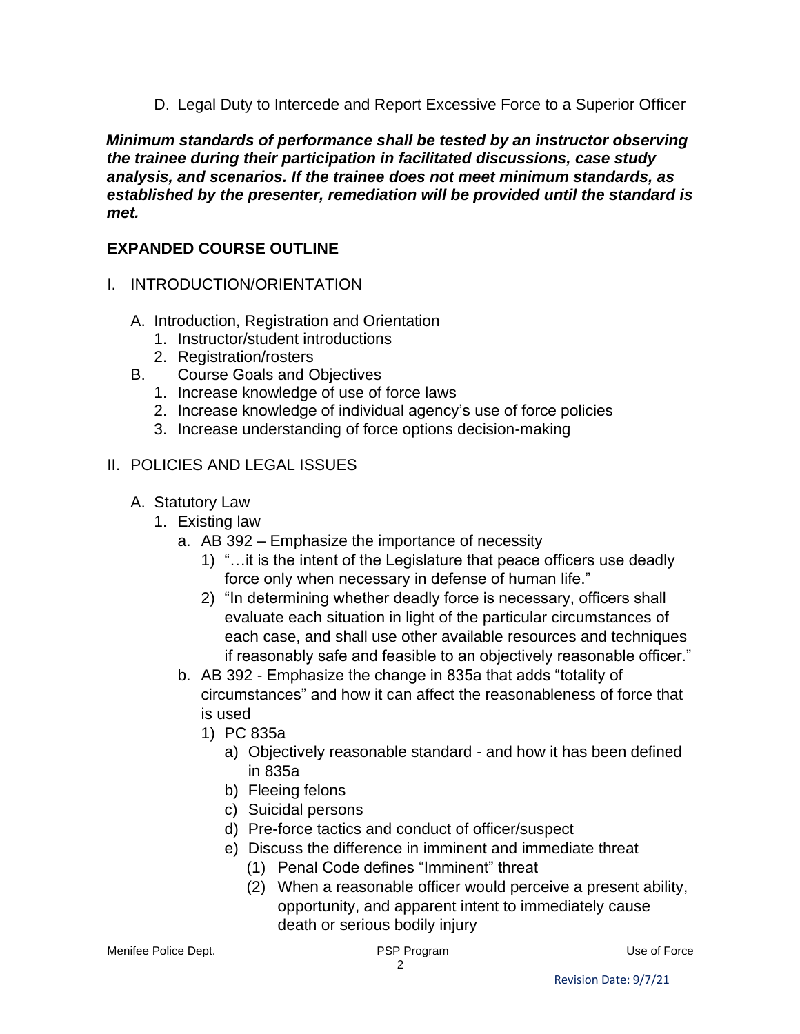D. Legal Duty to Intercede and Report Excessive Force to a Superior Officer

***Minimum standards of performance shall be tested by an instructor observing the trainee during their participation in facilitated discussions, case study analysis, and scenarios. If the trainee does not meet minimum standards, as established by the presenter, remediation will be provided until the standard is met.***

## EXPANDED COURSE OUTLINE

I. INTRODUCTION/ORIENTATION

- A. Introduction, Registration and Orientation
  1. Instructor/student introductions
  2. Registration/rosters
- B. Course Goals and Objectives
  1. Increase knowledge of use of force laws
  2. Increase knowledge of individual agency's use of force policies
  3. Increase understanding of force options decision-making

II. POLICIES AND LEGAL ISSUES

- A. Statutory Law
  1. Existing law
     - a. AB 392 – Emphasize the importance of necessity
       - 1) "…it is the intent of the Legislature that peace officers use deadly force only when necessary in defense of human life."
       - 2) "In determining whether deadly force is necessary, officers shall evaluate each situation in light of the particular circumstances of each case, and shall use other available resources and techniques if reasonably safe and feasible to an objectively reasonable officer."
     - b. AB 392 - Emphasize the change in 835a that adds "totality of circumstances" and how it can affect the reasonableness of force that is used
       - 1) PC 835a
         - a) Objectively reasonable standard - and how it has been defined in 835a
         - b) Fleeing felons
         - c) Suicidal persons
         - d) Pre-force tactics and conduct of officer/suspect
         - e) Discuss the difference in imminent and immediate threat
           - (1) Penal Code defines "Imminent" threat
           - (2) When a reasonable officer would perceive a present ability, opportunity, and apparent intent to immediately cause death or serious bodily injury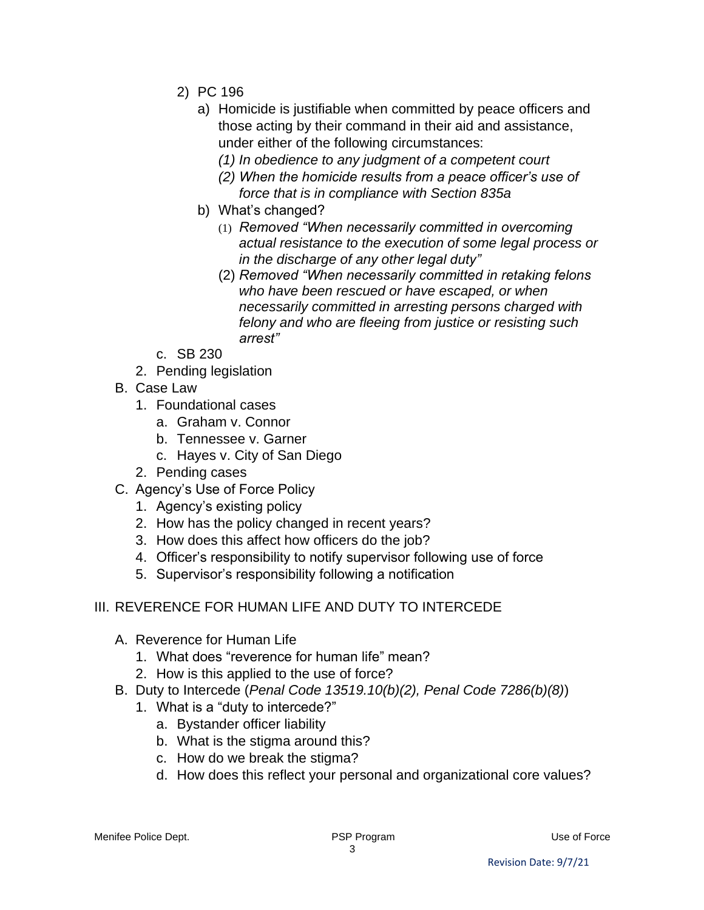2) PC 196
    a) Homicide is justifiable when committed by peace officers and those acting by their command in their aid and assistance, under either of the following circumstances:
        *(1) In obedience to any judgment of a competent court*
        *(2) When the homicide results from a peace officer's use of force that is in compliance with Section 835a*
    b) What's changed?
        (1) *Removed "When necessarily committed in overcoming actual resistance to the execution of some legal process or in the discharge of any other legal duty"*
        (2) *Removed "When necessarily committed in retaking felons who have been rescued or have escaped, or when necessarily committed in arresting persons charged with felony and who are fleeing from justice or resisting such arrest"*

    c. SB 230

  2. Pending legislation

B. Case Law
  1. Foundational cases
     a. Graham v. Connor
     b. Tennessee v. Garner
     c. Hayes v. City of San Diego
  2. Pending cases

C. Agency's Use of Force Policy
  1. Agency's existing policy
  2. How has the policy changed in recent years?
  3. How does this affect how officers do the job?
  4. Officer's responsibility to notify supervisor following use of force
  5. Supervisor's responsibility following a notification

III. REVERENCE FOR HUMAN LIFE AND DUTY TO INTERCEDE

A. Reverence for Human Life
  1. What does "reverence for human life" mean?
  2. How is this applied to the use of force?

B. Duty to Intercede (*Penal Code 13519.10(b)(2), Penal Code 7286(b)(8)*)
  1. What is a "duty to intercede?"
     a. Bystander officer liability
     b. What is the stigma around this?
     c. How do we break the stigma?
     d. How does this reflect your personal and organizational core values?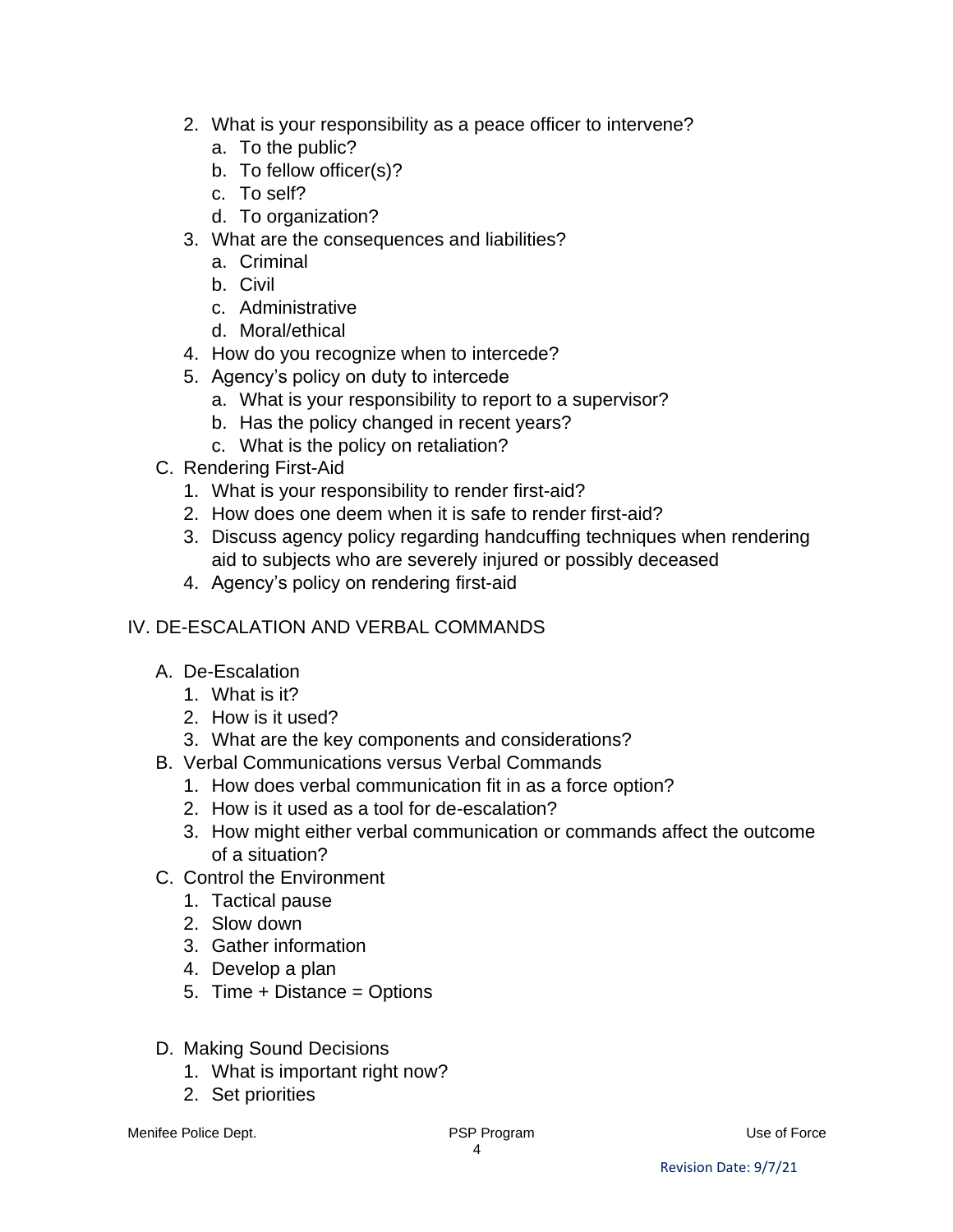2. What is your responsibility as a peace officer to intervene?
   a. To the public?
   b. To fellow officer(s)?
   c. To self?
   d. To organization?
3. What are the consequences and liabilities?
   a. Criminal
   b. Civil
   c. Administrative
   d. Moral/ethical
4. How do you recognize when to intercede?
5. Agency's policy on duty to intercede
   a. What is your responsibility to report to a supervisor?
   b. Has the policy changed in recent years?
   c. What is the policy on retaliation?

C. Rendering First-Aid
   1. What is your responsibility to render first-aid?
   2. How does one deem when it is safe to render first-aid?
   3. Discuss agency policy regarding handcuffing techniques when rendering aid to subjects who are severely injured or possibly deceased
   4. Agency's policy on rendering first-aid

## IV. DE-ESCALATION AND VERBAL COMMANDS

A. De-Escalation
   1. What is it?
   2. How is it used?
   3. What are the key components and considerations?

B. Verbal Communications versus Verbal Commands
   1. How does verbal communication fit in as a force option?
   2. How is it used as a tool for de-escalation?
   3. How might either verbal communication or commands affect the outcome of a situation?

C. Control the Environment
   1. Tactical pause
   2. Slow down
   3. Gather information
   4. Develop a plan
   5. Time + Distance = Options

D. Making Sound Decisions
   1. What is important right now?
   2. Set priorities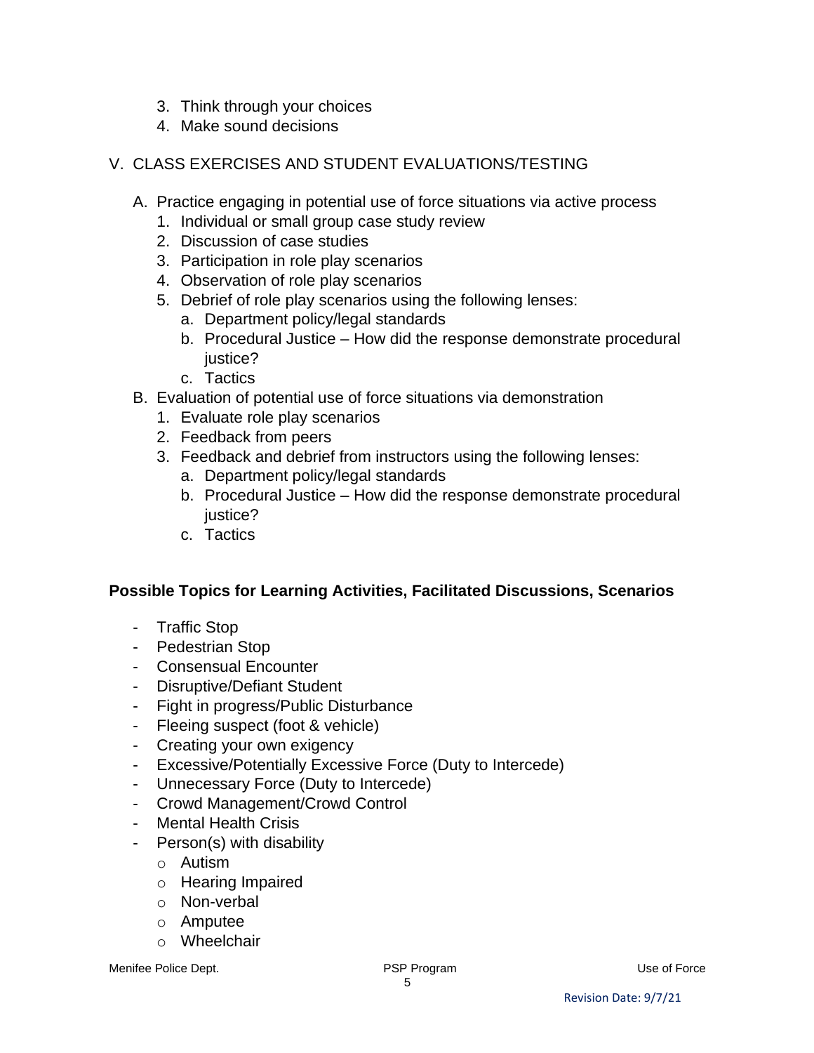3. Think through your choices
4. Make sound decisions

V. CLASS EXERCISES AND STUDENT EVALUATIONS/TESTING

A. Practice engaging in potential use of force situations via active process
   1. Individual or small group case study review
   2. Discussion of case studies
   3. Participation in role play scenarios
   4. Observation of role play scenarios
   5. Debrief of role play scenarios using the following lenses:
      a. Department policy/legal standards
      b. Procedural Justice – How did the response demonstrate procedural justice?
      c. Tactics

B. Evaluation of potential use of force situations via demonstration
   1. Evaluate role play scenarios
   2. Feedback from peers
   3. Feedback and debrief from instructors using the following lenses:
      a. Department policy/legal standards
      b. Procedural Justice – How did the response demonstrate procedural justice?
      c. Tactics

**Possible Topics for Learning Activities, Facilitated Discussions, Scenarios**

- Traffic Stop
- Pedestrian Stop
- Consensual Encounter
- Disruptive/Defiant Student
- Fight in progress/Public Disturbance
- Fleeing suspect (foot & vehicle)
- Creating your own exigency
- Excessive/Potentially Excessive Force (Duty to Intercede)
- Unnecessary Force (Duty to Intercede)
- Crowd Management/Crowd Control
- Mental Health Crisis
- Person(s) with disability
  - Autism
  - Hearing Impaired
  - Non-verbal
  - Amputee
  - Wheelchair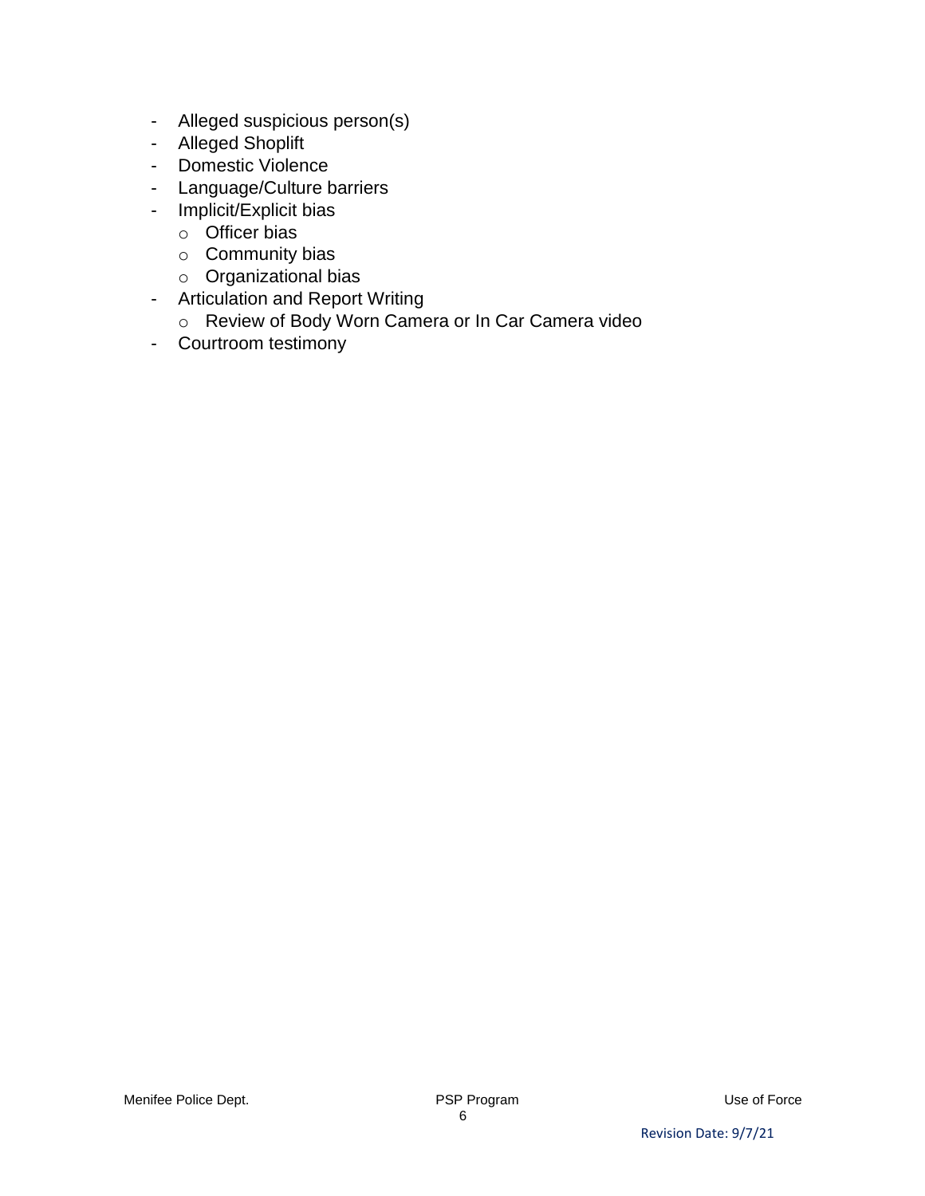- Alleged suspicious person(s)
- Alleged Shoplift
- Domestic Violence
- Language/Culture barriers
- Implicit/Explicit bias
  - Officer bias
  - Community bias
  - Organizational bias
- Articulation and Report Writing
  - Review of Body Worn Camera or In Car Camera video
- Courtroom testimony